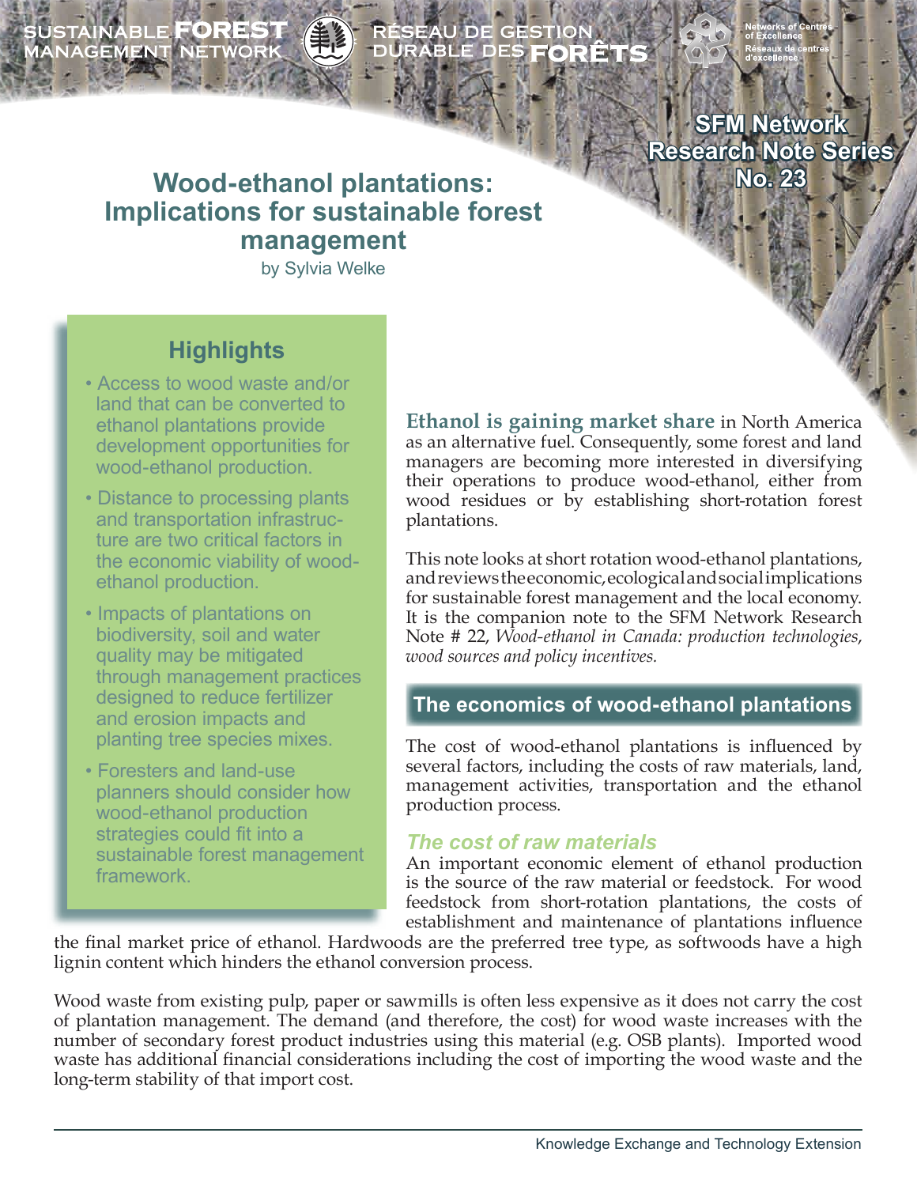SUSTAINABLE FOREST MANAGEMENT NETWORK

RÉSEAU DE GESTION DURABLE DES FORÊTS

Networks of Centres of Excellence
Réseaux de centres d'excellence

SFM Network Research Note Series No. 23

# Wood-ethanol plantations: Implications for sustainable forest management

by Sylvia Welke

## Highlights

- Access to wood waste and/or land that can be converted to ethanol plantations provide development opportunities for wood-ethanol production.
- Distance to processing plants and transportation infrastructure are two critical factors in the economic viability of wood-ethanol production.
- Impacts of plantations on biodiversity, soil and water quality may be mitigated through management practices designed to reduce fertilizer and erosion impacts and planting tree species mixes.
- Foresters and land-use planners should consider how wood-ethanol production strategies could fit into a sustainable forest management framework.

**Ethanol is gaining market share** in North America as an alternative fuel. Consequently, some forest and land managers are becoming more interested in diversifying their operations to produce wood-ethanol, either from wood residues or by establishing short-rotation forest plantations.

This note looks at short rotation wood-ethanol plantations, and reviews the economic, ecological and social implications for sustainable forest management and the local economy. It is the companion note to the SFM Network Research Note # 22, *Wood-ethanol in Canada: production technologies, wood sources and policy incentives.*

## The economics of wood-ethanol plantations

The cost of wood-ethanol plantations is influenced by several factors, including the costs of raw materials, land, management activities, transportation and the ethanol production process.

### *The cost of raw materials*

An important economic element of ethanol production is the source of the raw material or feedstock. For wood feedstock from short-rotation plantations, the costs of establishment and maintenance of plantations influence the final market price of ethanol. Hardwoods are the preferred tree type, as softwoods have a high lignin content which hinders the ethanol conversion process.

Wood waste from existing pulp, paper or sawmills is often less expensive as it does not carry the cost of plantation management. The demand (and therefore, the cost) for wood waste increases with the number of secondary forest product industries using this material (e.g. OSB plants). Imported wood waste has additional financial considerations including the cost of importing the wood waste and the long-term stability of that import cost.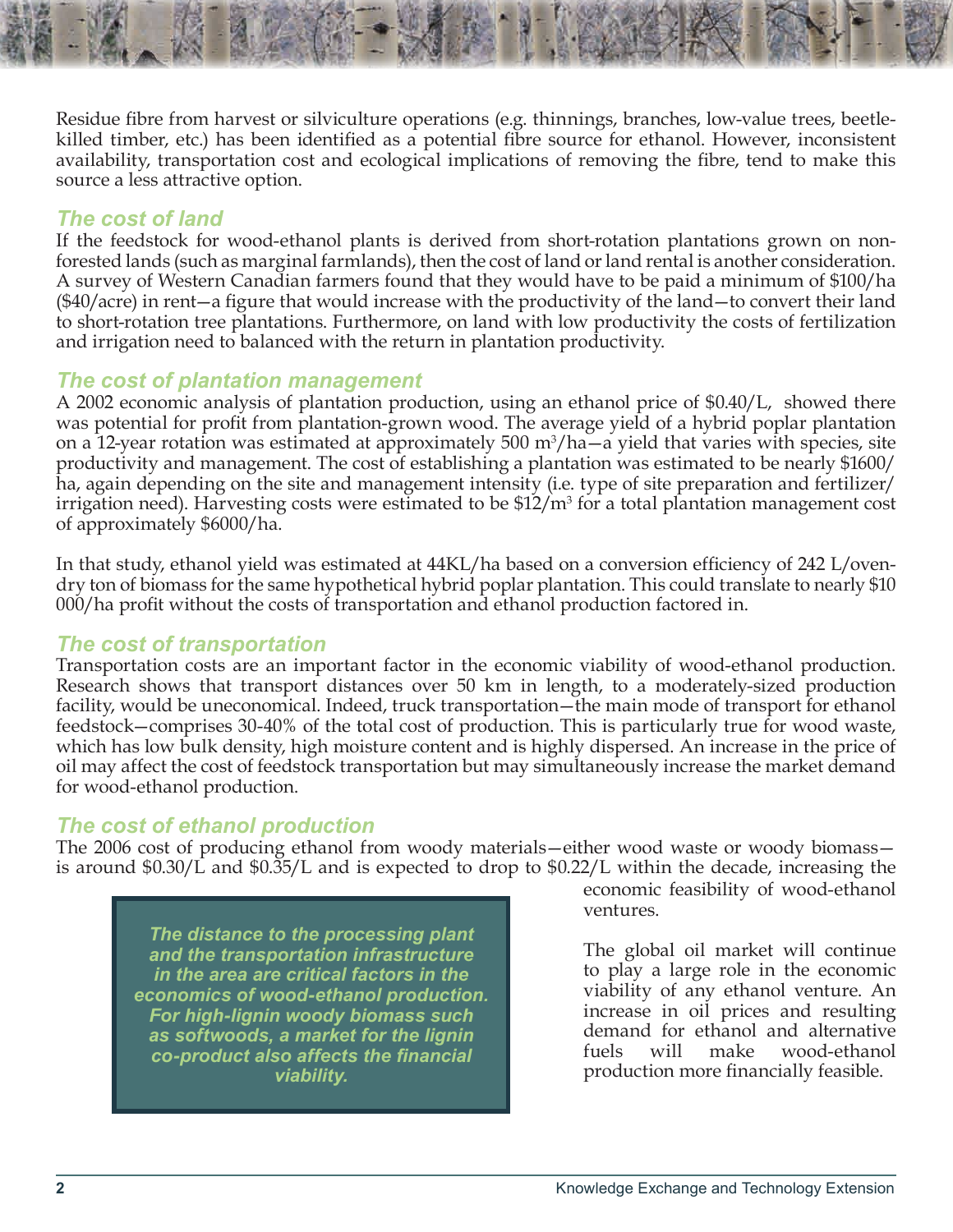Residue fibre from harvest or silviculture operations (e.g. thinnings, branches, low-value trees, beetle-killed timber, etc.) has been identified as a potential fibre source for ethanol. However, inconsistent availability, transportation cost and ecological implications of removing the fibre, tend to make this source a less attractive option.

## The cost of land

If the feedstock for wood-ethanol plants is derived from short-rotation plantations grown on non-forested lands (such as marginal farmlands), then the cost of land or land rental is another consideration. A survey of Western Canadian farmers found that they would have to be paid a minimum of $100/ha ($40/acre) in rent—a figure that would increase with the productivity of the land—to convert their land to short-rotation tree plantations. Furthermore, on land with low productivity the costs of fertilization and irrigation need to balanced with the return in plantation productivity.

## The cost of plantation management

A 2002 economic analysis of plantation production, using an ethanol price of $0.40/L, showed there was potential for profit from plantation-grown wood. The average yield of a hybrid poplar plantation on a 12-year rotation was estimated at approximately 500 $m^3$/ha—a yield that varies with species, site productivity and management. The cost of establishing a plantation was estimated to be nearly $1600/ha, again depending on the site and management intensity (i.e. type of site preparation and fertilizer/irrigation need). Harvesting costs were estimated to be $12/$m^3$ for a total plantation management cost of approximately $6000/ha.

In that study, ethanol yield was estimated at 44KL/ha based on a conversion efficiency of 242 L/oven-dry ton of biomass for the same hypothetical hybrid poplar plantation. This could translate to nearly $10 000/ha profit without the costs of transportation and ethanol production factored in.

## The cost of transportation

Transportation costs are an important factor in the economic viability of wood-ethanol production. Research shows that transport distances over 50 km in length, to a moderately-sized production facility, would be uneconomical. Indeed, truck transportation—the main mode of transport for ethanol feedstock—comprises 30-40% of the total cost of production. This is particularly true for wood waste, which has low bulk density, high moisture content and is highly dispersed. An increase in the price of oil may affect the cost of feedstock transportation but may simultaneously increase the market demand for wood-ethanol production.

## The cost of ethanol production

The 2006 cost of producing ethanol from woody materials—either wood waste or woody biomass—is around $0.30/L and $0.35/L and is expected to drop to $0.22/L within the decade, increasing the economic feasibility of wood-ethanol ventures.

The global oil market will continue to play a large role in the economic viability of any ethanol venture. An increase in oil prices and resulting demand for ethanol and alternative fuels will make wood-ethanol production more financially feasible.

> ***The distance to the processing plant and the transportation infrastructure in the area are critical factors in the economics of wood-ethanol production. For high-lignin woody biomass such as softwoods, a market for the lignin co-product also affects the financial viability.***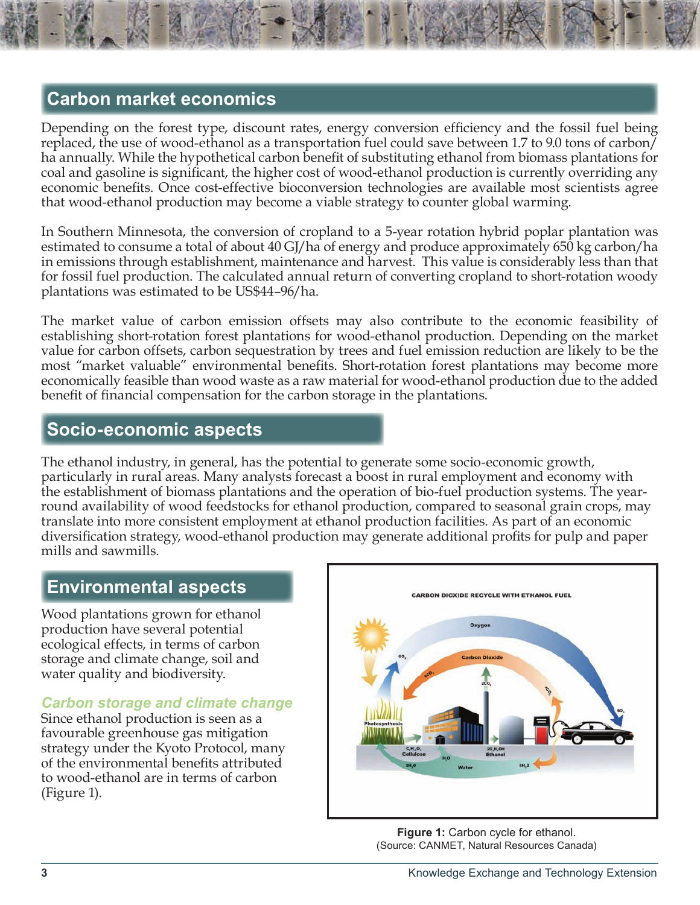## Carbon market economics

Depending on the forest type, discount rates, energy conversion efficiency and the fossil fuel being replaced, the use of wood-ethanol as a transportation fuel could save between 1.7 to 9.0 tons of carbon/ha annually. While the hypothetical carbon benefit of substituting ethanol from biomass plantations for coal and gasoline is significant, the higher cost of wood-ethanol production is currently overriding any economic benefits. Once cost-effective bioconversion technologies are available most scientists agree that wood-ethanol production may become a viable strategy to counter global warming.

In Southern Minnesota, the conversion of cropland to a 5-year rotation hybrid poplar plantation was estimated to consume a total of about 40 GJ/ha of energy and produce approximately 650 kg carbon/ha in emissions through establishment, maintenance and harvest. This value is considerably less than that for fossil fuel production. The calculated annual return of converting cropland to short-rotation woody plantations was estimated to be US$44–96/ha.

The market value of carbon emission offsets may also contribute to the economic feasibility of establishing short-rotation forest plantations for wood-ethanol production. Depending on the market value for carbon offsets, carbon sequestration by trees and fuel emission reduction are likely to be the most "market valuable" environmental benefits. Short-rotation forest plantations may become more economically feasible than wood waste as a raw material for wood-ethanol production due to the added benefit of financial compensation for the carbon storage in the plantations.

## Socio-economic aspects

The ethanol industry, in general, has the potential to generate some socio-economic growth, particularly in rural areas. Many analysts forecast a boost in rural employment and economy with the establishment of biomass plantations and the operation of bio-fuel production systems. The year-round availability of wood feedstocks for ethanol production, compared to seasonal grain crops, may translate into more consistent employment at ethanol production facilities. As part of an economic diversification strategy, wood-ethanol production may generate additional profits for pulp and paper mills and sawmills.

## Environmental aspects

Wood plantations grown for ethanol production have several potential ecological effects, in terms of carbon storage and climate change, soil and water quality and biodiversity.

### *Carbon storage and climate change*

Since ethanol production is seen as a favourable greenhouse gas mitigation strategy under the Kyoto Protocol, many of the environmental benefits attributed to wood-ethanol are in terms of carbon (Figure 1).

**Figure 1:** Carbon cycle for ethanol.
(Source: CANMET, Natural Resources Canada)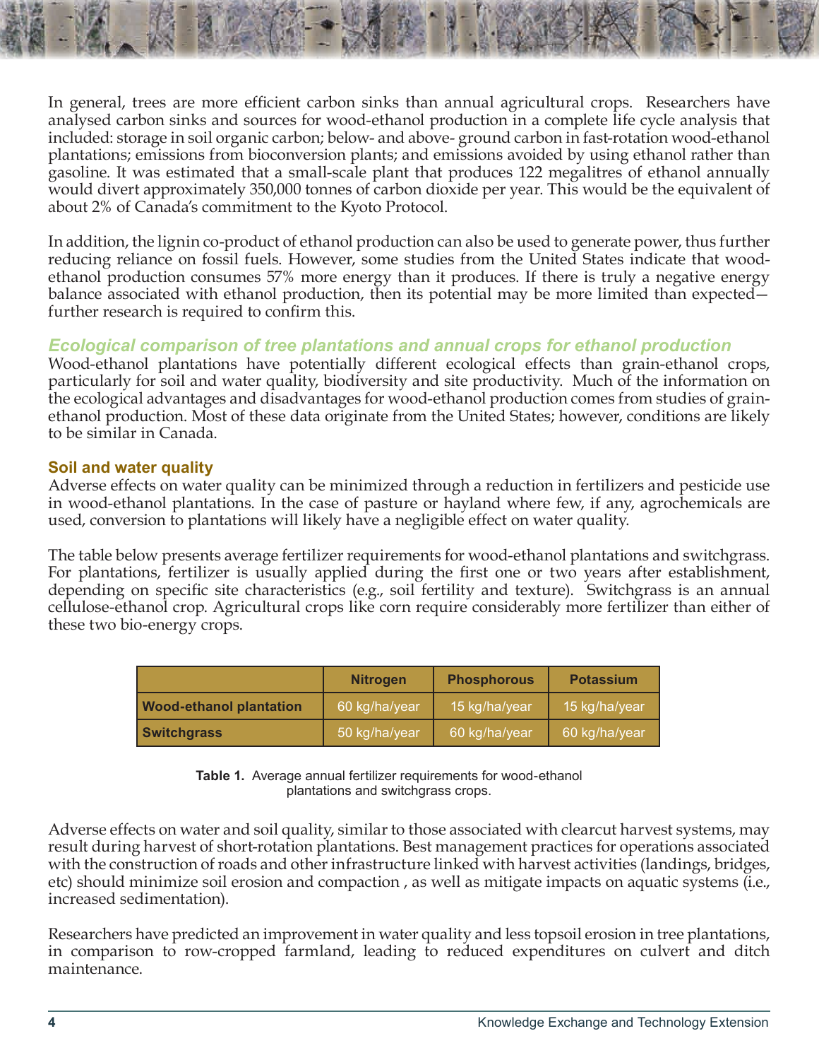In general, trees are more efficient carbon sinks than annual agricultural crops. Researchers have analysed carbon sinks and sources for wood-ethanol production in a complete life cycle analysis that included: storage in soil organic carbon; below- and above- ground carbon in fast-rotation wood-ethanol plantations; emissions from bioconversion plants; and emissions avoided by using ethanol rather than gasoline. It was estimated that a small-scale plant that produces 122 megalitres of ethanol annually would divert approximately 350,000 tonnes of carbon dioxide per year. This would be the equivalent of about 2% of Canada's commitment to the Kyoto Protocol.

In addition, the lignin co-product of ethanol production can also be used to generate power, thus further reducing reliance on fossil fuels. However, some studies from the United States indicate that wood-ethanol production consumes 57% more energy than it produces. If there is truly a negative energy balance associated with ethanol production, then its potential may be more limited than expected—further research is required to confirm this.

## *Ecological comparison of tree plantations and annual crops for ethanol production*

Wood-ethanol plantations have potentially different ecological effects than grain-ethanol crops, particularly for soil and water quality, biodiversity and site productivity. Much of the information on the ecological advantages and disadvantages for wood-ethanol production comes from studies of grain-ethanol production. Most of these data originate from the United States; however, conditions are likely to be similar in Canada.

### Soil and water quality

Adverse effects on water quality can be minimized through a reduction in fertilizers and pesticide use in wood-ethanol plantations. In the case of pasture or hayland where few, if any, agrochemicals are used, conversion to plantations will likely have a negligible effect on water quality.

The table below presents average fertilizer requirements for wood-ethanol plantations and switchgrass. For plantations, fertilizer is usually applied during the first one or two years after establishment, depending on specific site characteristics (e.g., soil fertility and texture). Switchgrass is an annual cellulose-ethanol crop. Agricultural crops like corn require considerably more fertilizer than either of these two bio-energy crops.

| | Nitrogen | Phosphorous | Potassium |
|---|---|---|---|
| **Wood-ethanol plantation** | 60 kg/ha/year | 15 kg/ha/year | 15 kg/ha/year |
| **Switchgrass** | 50 kg/ha/year | 60 kg/ha/year | 60 kg/ha/year |

**Table 1.** Average annual fertilizer requirements for wood-ethanol plantations and switchgrass crops.

Adverse effects on water and soil quality, similar to those associated with clearcut harvest systems, may result during harvest of short-rotation plantations. Best management practices for operations associated with the construction of roads and other infrastructure linked with harvest activities (landings, bridges, etc) should minimize soil erosion and compaction , as well as mitigate impacts on aquatic systems (i.e., increased sedimentation).

Researchers have predicted an improvement in water quality and less topsoil erosion in tree plantations, in comparison to row-cropped farmland, leading to reduced expenditures on culvert and ditch maintenance.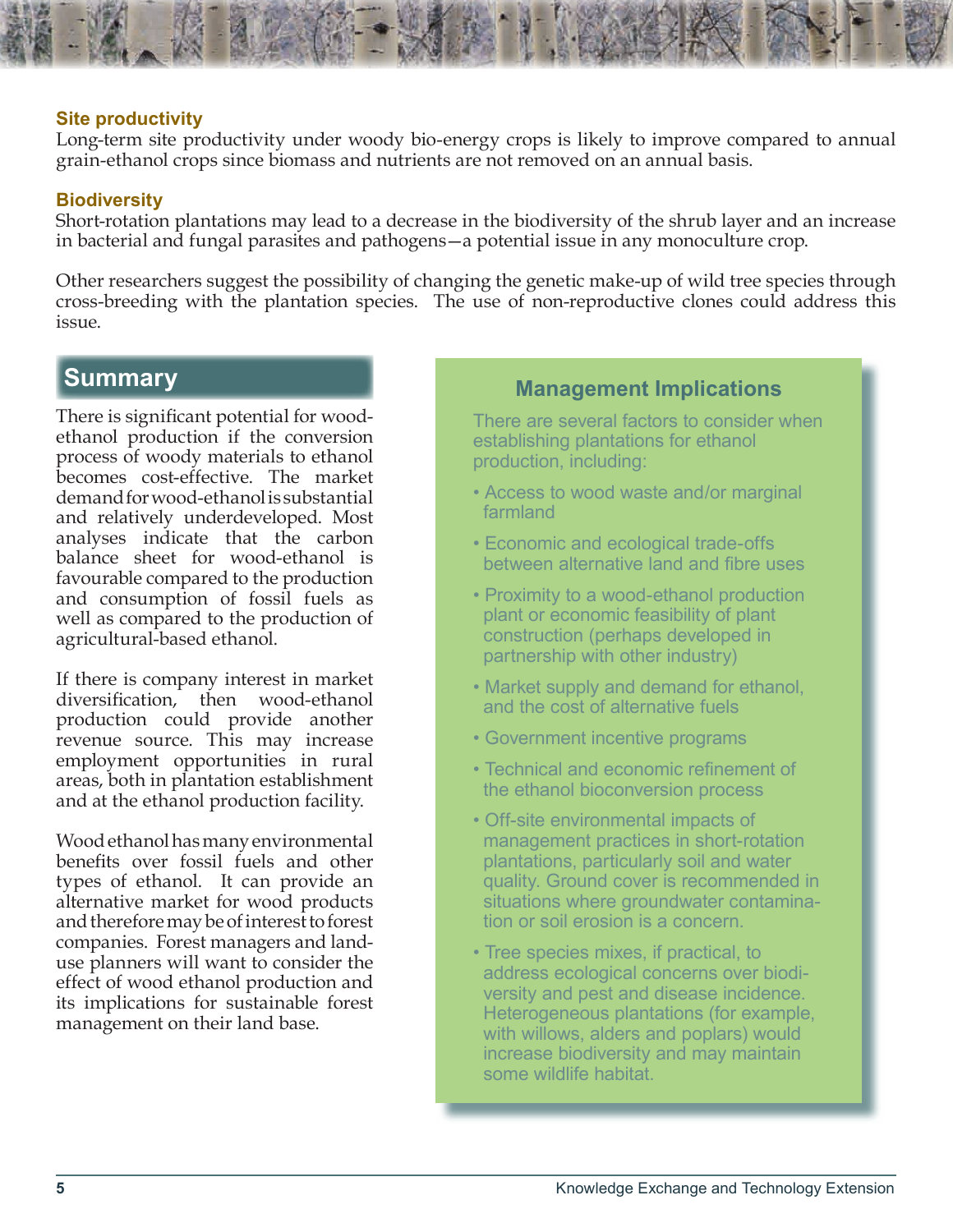### Site productivity

Long-term site productivity under woody bio-energy crops is likely to improve compared to annual grain-ethanol crops since biomass and nutrients are not removed on an annual basis.

### Biodiversity

Short-rotation plantations may lead to a decrease in the biodiversity of the shrub layer and an increase in bacterial and fungal parasites and pathogens—a potential issue in any monoculture crop.

Other researchers suggest the possibility of changing the genetic make-up of wild tree species through cross-breeding with the plantation species. The use of non-reproductive clones could address this issue.

## Summary

There is significant potential for wood-ethanol production if the conversion process of woody materials to ethanol becomes cost-effective. The market demand for wood-ethanol is substantial and relatively underdeveloped. Most analyses indicate that the carbon balance sheet for wood-ethanol is favourable compared to the production and consumption of fossil fuels as well as compared to the production of agricultural-based ethanol.

If there is company interest in market diversification, then wood-ethanol production could provide another revenue source. This may increase employment opportunities in rural areas, both in plantation establishment and at the ethanol production facility.

Wood ethanol has many environmental benefits over fossil fuels and other types of ethanol. It can provide an alternative market for wood products and therefore may be of interest to forest companies. Forest managers and land-use planners will want to consider the effect of wood ethanol production and its implications for sustainable forest management on their land base.

## Management Implications

There are several factors to consider when establishing plantations for ethanol production, including:

- Access to wood waste and/or marginal farmland
- Economic and ecological trade-offs between alternative land and fibre uses
- Proximity to a wood-ethanol production plant or economic feasibility of plant construction (perhaps developed in partnership with other industry)
- Market supply and demand for ethanol, and the cost of alternative fuels
- Government incentive programs
- Technical and economic refinement of the ethanol bioconversion process
- Off-site environmental impacts of management practices in short-rotation plantations, particularly soil and water quality. Ground cover is recommended in situations where groundwater contamination or soil erosion is a concern.
- Tree species mixes, if practical, to address ecological concerns over biodiversity and pest and disease incidence. Heterogeneous plantations (for example, with willows, alders and poplars) would increase biodiversity and may maintain some wildlife habitat.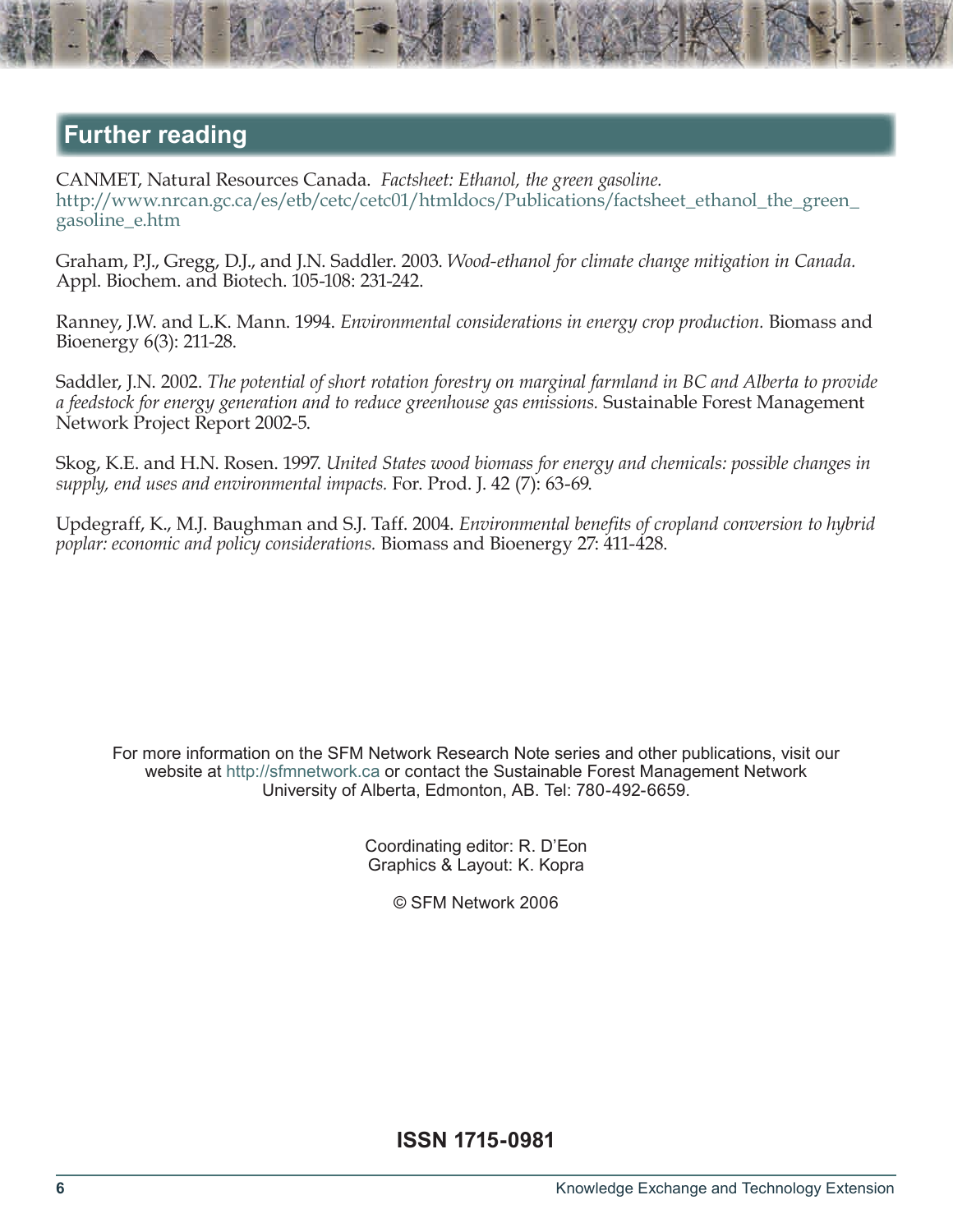## Further reading

CANMET, Natural Resources Canada. *Factsheet: Ethanol, the green gasoline.* http://www.nrcan.gc.ca/es/etb/cetc/cetc01/htmldocs/Publications/factsheet_ethanol_the_green_gasoline_e.htm

Graham, P.J., Gregg, D.J., and J.N. Saddler. 2003. *Wood-ethanol for climate change mitigation in Canada.* Appl. Biochem. and Biotech. 105-108: 231-242.

Ranney, J.W. and L.K. Mann. 1994. *Environmental considerations in energy crop production.* Biomass and Bioenergy 6(3): 211-28.

Saddler, J.N. 2002. *The potential of short rotation forestry on marginal farmland in BC and Alberta to provide a feedstock for energy generation and to reduce greenhouse gas emissions.* Sustainable Forest Management Network Project Report 2002-5.

Skog, K.E. and H.N. Rosen. 1997. *United States wood biomass for energy and chemicals: possible changes in supply, end uses and environmental impacts.* For. Prod. J. 42 (7): 63-69.

Updegraff, K., M.J. Baughman and S.J. Taff. 2004. *Environmental benefits of cropland conversion to hybrid poplar: economic and policy considerations.* Biomass and Bioenergy 27: 411-428.

For more information on the SFM Network Research Note series and other publications, visit our website at http://sfmnetwork.ca or contact the Sustainable Forest Management Network University of Alberta, Edmonton, AB. Tel: 780-492-6659.

Coordinating editor: R. D'Eon
Graphics & Layout: K. Kopra

© SFM Network 2006

**ISSN 1715-0981**